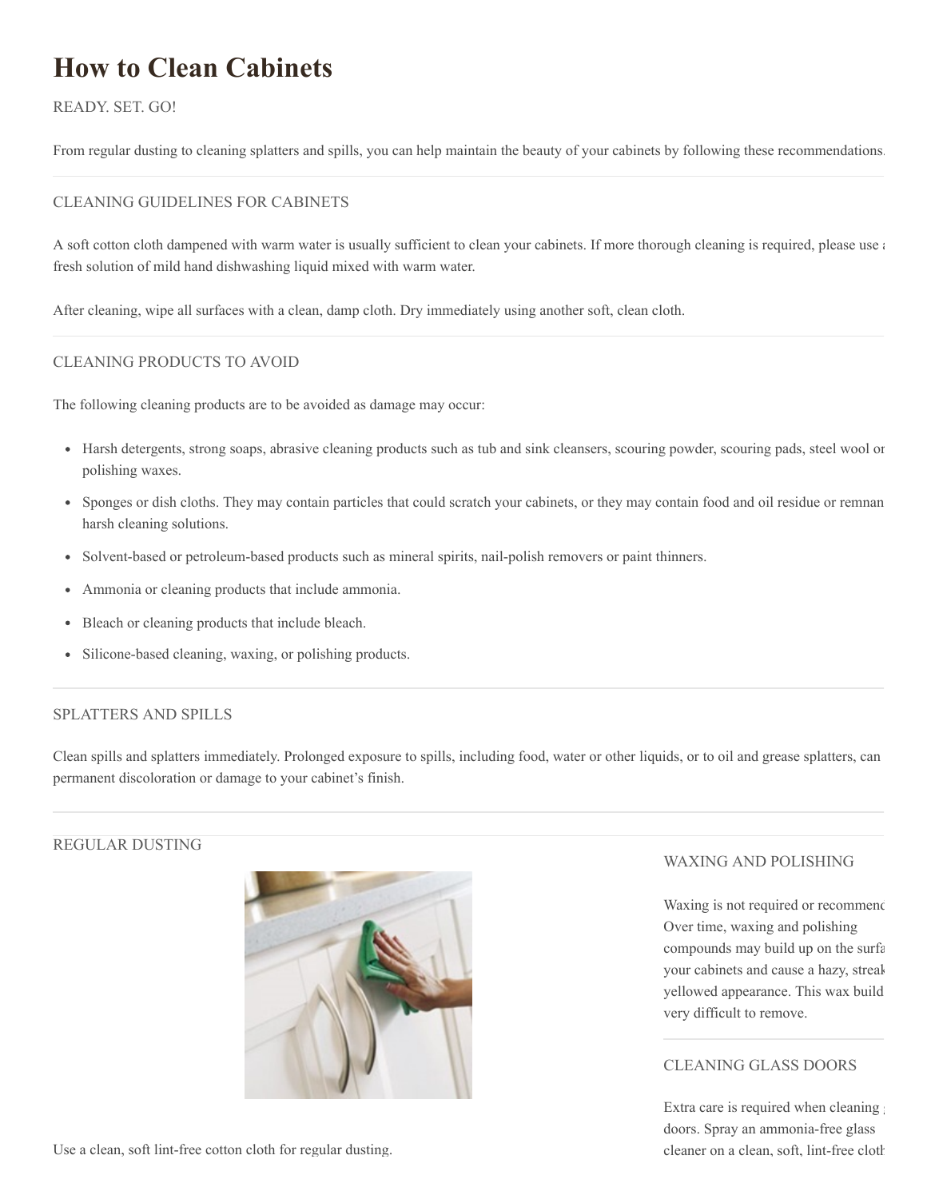# How to Clean Cabinets

READY. SET. GO!

From regular dusting to cleaning splatters and spills, you can help maintain the beauty of your cabinets by following these recommendations.

## CLEANING GUIDELINES FOR CABINETS

A soft cotton cloth dampened with warm water is usually sufficient to clean your cabinets. If more thorough cleaning is required, please use a fresh solution of mild hand dishwashing liquid mixed with warm water.

After cleaning, wipe all surfaces with a clean, damp cloth. Dry immediately using another soft, clean cloth.

## CLEANING PRODUCTS TO AVOID

The following cleaning products are to be avoided as damage may occur:

- Harsh detergents, strong soaps, abrasive cleaning products such as tub and sink cleansers, scouring powder, scouring pads, steel wool or polishing waxes.
- Sponges or dish cloths. They may contain particles that could scratch your cabinets, or they may contain food and oil residue or remnan harsh cleaning solutions.
- Solvent-based or petroleum-based products such as mineral spirits, nail-polish removers or paint thinners.
- Ammonia or cleaning products that include ammonia.
- Bleach or cleaning products that include bleach.
- Silicone-based cleaning, waxing, or polishing products.

## SPLATTERS AND SPILLS

Clean spills and splatters immediately. Prolonged exposure to spills, including food, water or other liquids, or to oil and grease splatters, can permanent discoloration or damage to your cabinet's finish.

## REGULAR DUSTING

Use a clean, soft lint-free cotton cloth for regular dusting.

## WAXING AND POLISHING

Waxing is not required or recommenc Over time, waxing and polishing compounds may build up on the surfa your cabinets and cause a hazy, streak yellowed appearance. This wax build very difficult to remove.

## CLEANING GLASS DOORS

Extra care is required when cleaning doors. Spray an ammonia-free glass cleaner on a clean, soft, lint-free cloth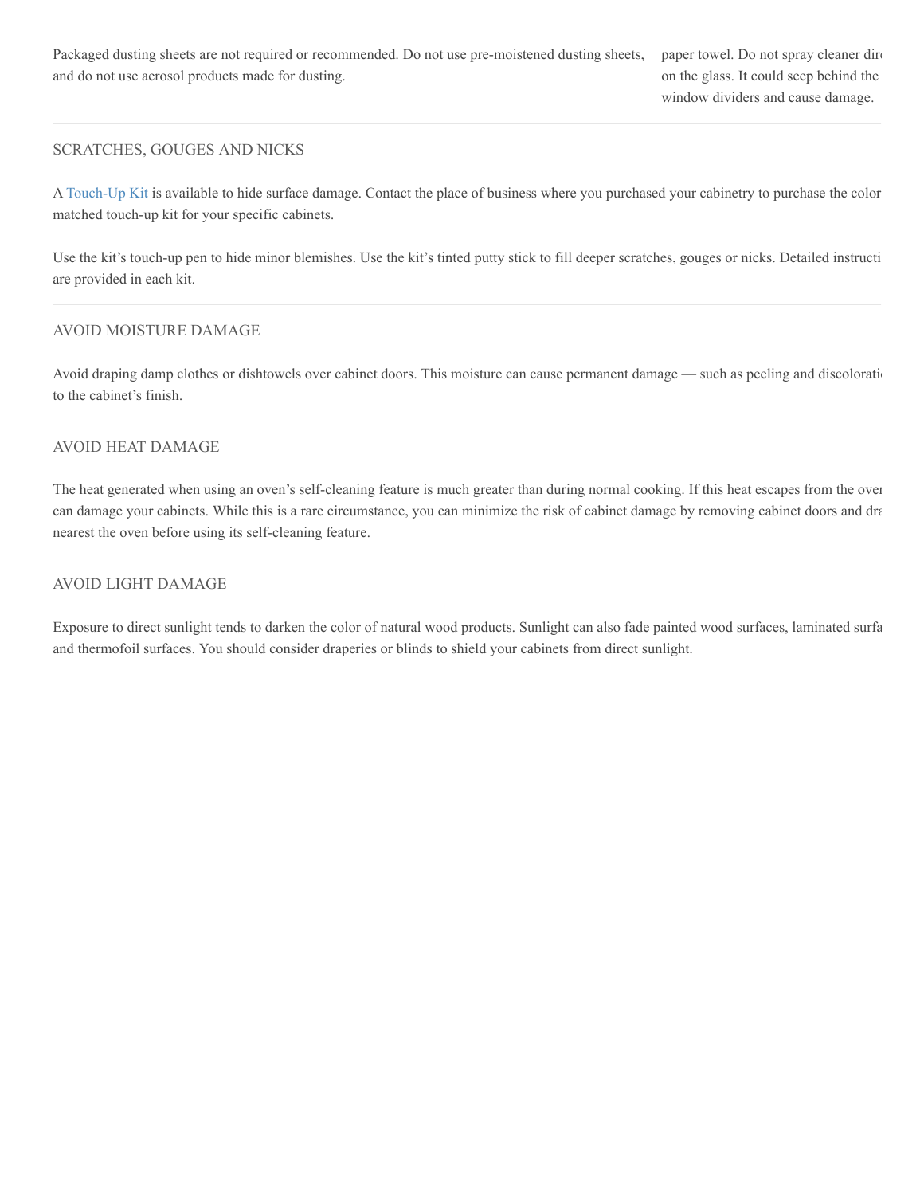Packaged dusting sheets are not required or recommended. Do not use pre-moistened dusting sheets, and do not use aerosol products made for dusting.

paper towel. Do not spray cleaner dir on the glass. It could seep behind the window dividers and cause damage.

## SCRATCHES, GOUGES AND NICKS

A Touch-Up Kit is available to hide surface damage. Contact the place of business where you purchased your cabinetry to purchase the color matched touch-up kit for your specific cabinets.

Use the kit's touch-up pen to hide minor blemishes. Use the kit's tinted putty stick to fill deeper scratches, gouges or nicks. Detailed instructi are provided in each kit.

## AVOID MOISTURE DAMAGE

Avoid draping damp clothes or dishtowels over cabinet doors. This moisture can cause permanent damage — such as peeling and discolorati to the cabinet's finish.

## AVOID HEAT DAMAGE

The heat generated when using an oven's self-cleaning feature is much greater than during normal cooking. If this heat escapes from the oven can damage your cabinets. While this is a rare circumstance, you can minimize the risk of cabinet damage by removing cabinet doors and dra nearest the oven before using its self-cleaning feature.

## AVOID LIGHT DAMAGE

Exposure to direct sunlight tends to darken the color of natural wood products. Sunlight can also fade painted wood surfaces, laminated surfa and thermofoil surfaces. You should consider draperies or blinds to shield your cabinets from direct sunlight.